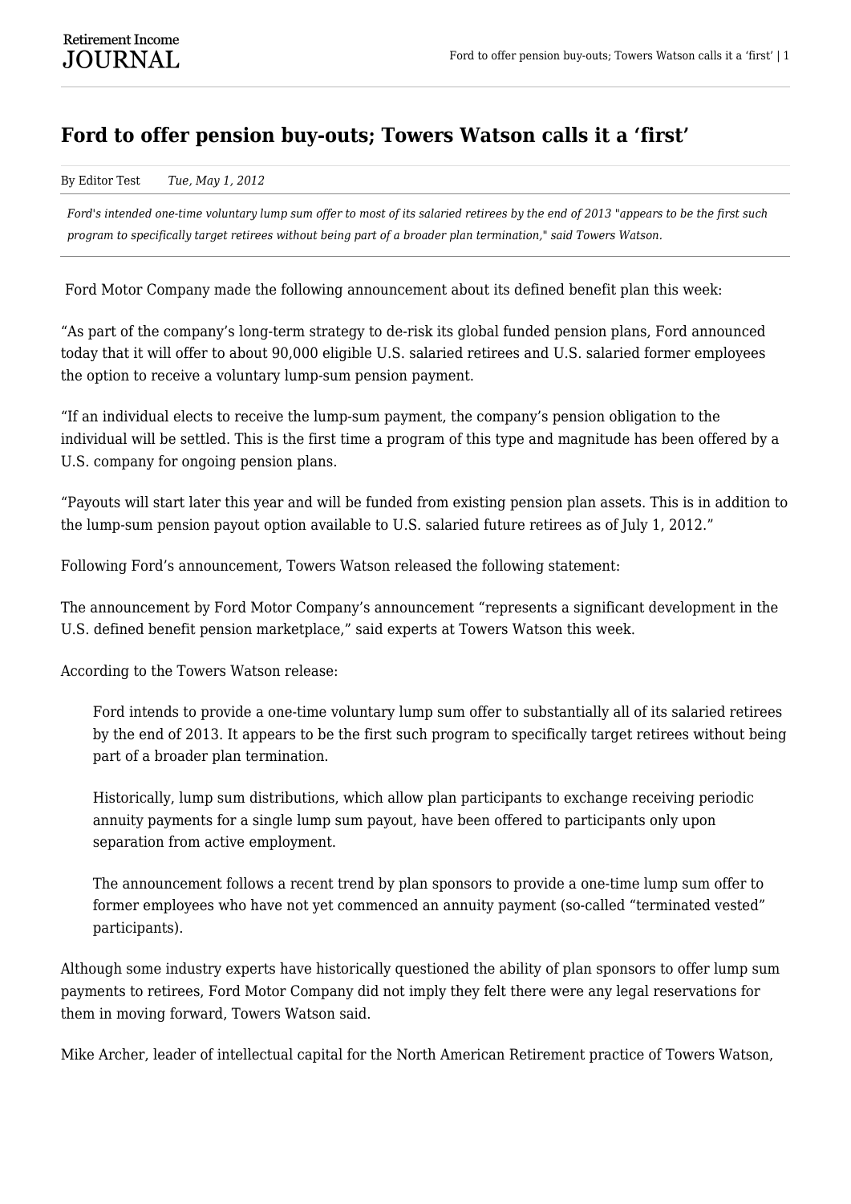# Ford to offer pension buy-outs; Towers Watson calls it a 'first'

By Editor Test *Tue, May 1, 2012*

*Ford's intended one-time voluntary lump sum offer to most of its salaried retirees by the end of 2013 "appears to be the first such program to specifically target retirees without being part of a broader plan termination," said Towers Watson.*

Ford Motor Company made the following announcement about its defined benefit plan this week:

"As part of the company's long-term strategy to de-risk its global funded pension plans, Ford announced today that it will offer to about 90,000 eligible U.S. salaried retirees and U.S. salaried former employees the option to receive a voluntary lump-sum pension payment.

"If an individual elects to receive the lump-sum payment, the company's pension obligation to the individual will be settled. This is the first time a program of this type and magnitude has been offered by a U.S. company for ongoing pension plans.

"Payouts will start later this year and will be funded from existing pension plan assets. This is in addition to the lump-sum pension payout option available to U.S. salaried future retirees as of July 1, 2012."

Following Ford's announcement, Towers Watson released the following statement:

The announcement by Ford Motor Company's announcement "represents a significant development in the U.S. defined benefit pension marketplace," said experts at Towers Watson this week.

According to the Towers Watson release:

> Ford intends to provide a one-time voluntary lump sum offer to substantially all of its salaried retirees by the end of 2013. It appears to be the first such program to specifically target retirees without being part of a broader plan termination.
>
> Historically, lump sum distributions, which allow plan participants to exchange receiving periodic annuity payments for a single lump sum payout, have been offered to participants only upon separation from active employment.
>
> The announcement follows a recent trend by plan sponsors to provide a one-time lump sum offer to former employees who have not yet commenced an annuity payment (so-called "terminated vested" participants).

Although some industry experts have historically questioned the ability of plan sponsors to offer lump sum payments to retirees, Ford Motor Company did not imply they felt there were any legal reservations for them in moving forward, Towers Watson said.

Mike Archer, leader of intellectual capital for the North American Retirement practice of Towers Watson,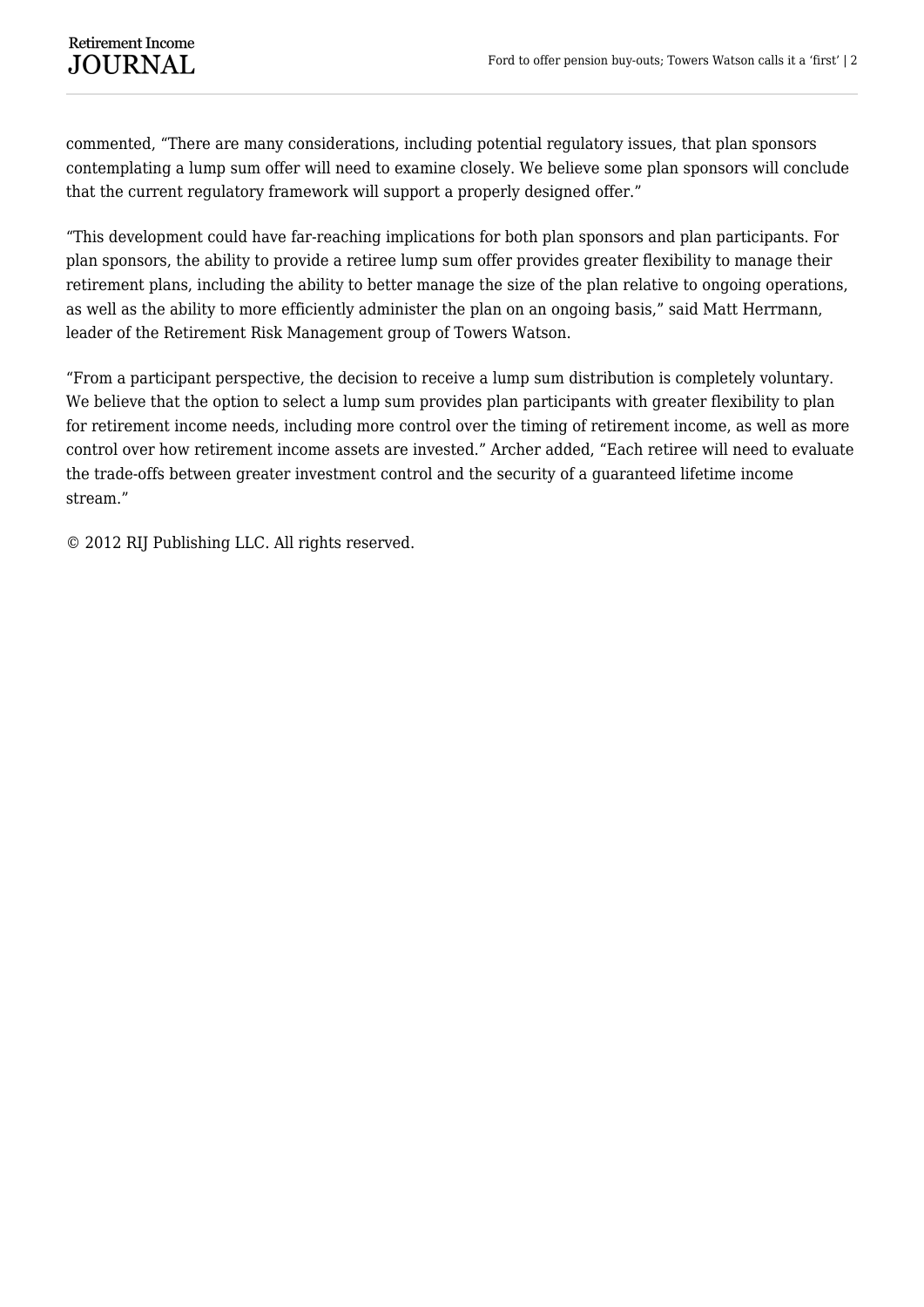commented, “There are many considerations, including potential regulatory issues, that plan sponsors contemplating a lump sum offer will need to examine closely. We believe some plan sponsors will conclude that the current regulatory framework will support a properly designed offer.”

“This development could have far-reaching implications for both plan sponsors and plan participants. For plan sponsors, the ability to provide a retiree lump sum offer provides greater flexibility to manage their retirement plans, including the ability to better manage the size of the plan relative to ongoing operations, as well as the ability to more efficiently administer the plan on an ongoing basis,” said Matt Herrmann, leader of the Retirement Risk Management group of Towers Watson.

“From a participant perspective, the decision to receive a lump sum distribution is completely voluntary. We believe that the option to select a lump sum provides plan participants with greater flexibility to plan for retirement income needs, including more control over the timing of retirement income, as well as more control over how retirement income assets are invested.” Archer added, “Each retiree will need to evaluate the trade-offs between greater investment control and the security of a guaranteed lifetime income stream.”

© 2012 RIJ Publishing LLC. All rights reserved.